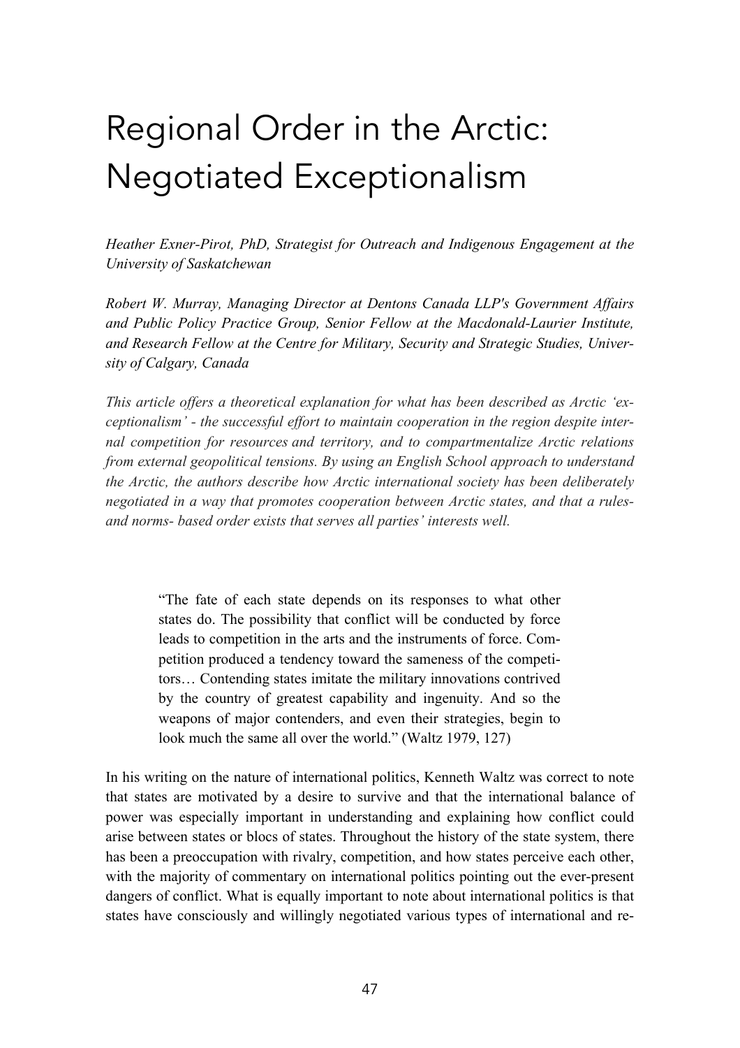# Regional Order in the Arctic: Negotiated Exceptionalism

*Heather Exner-Pirot, PhD, Strategist for Outreach and Indigenous Engagement at the University of Saskatchewan*

*Robert W. Murray, Managing Director at Dentons Canada LLP's Government Affairs and Public Policy Practice Group, Senior Fellow at the Macdonald-Laurier Institute, and Research Fellow at the Centre for Military, Security and Strategic Studies, University of Calgary, Canada*

*This article offers a theoretical explanation for what has been described as Arctic 'exceptionalism' - the successful effort to maintain cooperation in the region despite internal competition for resources and territory, and to compartmentalize Arctic relations from external geopolitical tensions. By using an English School approach to understand the Arctic, the authors describe how Arctic international society has been deliberately negotiated in a way that promotes cooperation between Arctic states, and that a rules- and norms- based order exists that serves all parties' interests well.*

> "The fate of each state depends on its responses to what other states do. The possibility that conflict will be conducted by force leads to competition in the arts and the instruments of force. Competition produced a tendency toward the sameness of the competitors… Contending states imitate the military innovations contrived by the country of greatest capability and ingenuity. And so the weapons of major contenders, and even their strategies, begin to look much the same all over the world." (Waltz 1979, 127)

In his writing on the nature of international politics, Kenneth Waltz was correct to note that states are motivated by a desire to survive and that the international balance of power was especially important in understanding and explaining how conflict could arise between states or blocs of states. Throughout the history of the state system, there has been a preoccupation with rivalry, competition, and how states perceive each other, with the majority of commentary on international politics pointing out the ever-present dangers of conflict. What is equally important to note about international politics is that states have consciously and willingly negotiated various types of international and re-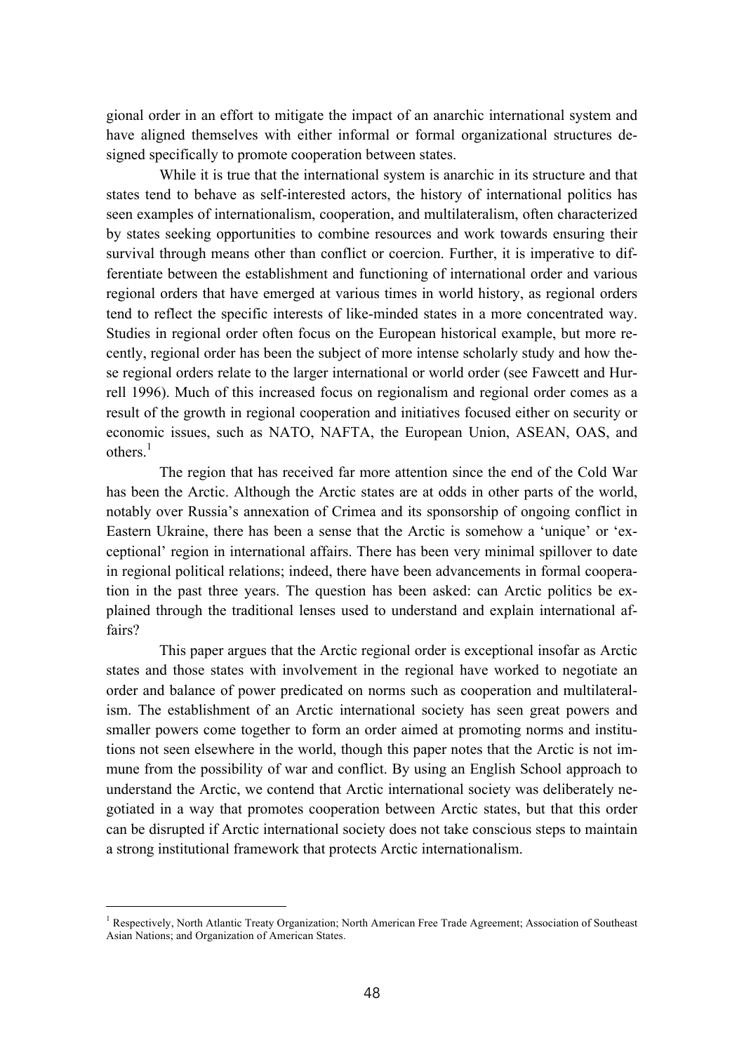gional order in an effort to mitigate the impact of an anarchic international system and have aligned themselves with either informal or formal organizational structures designed specifically to promote cooperation between states.

While it is true that the international system is anarchic in its structure and that states tend to behave as self-interested actors, the history of international politics has seen examples of internationalism, cooperation, and multilateralism, often characterized by states seeking opportunities to combine resources and work towards ensuring their survival through means other than conflict or coercion. Further, it is imperative to differentiate between the establishment and functioning of international order and various regional orders that have emerged at various times in world history, as regional orders tend to reflect the specific interests of like-minded states in a more concentrated way. Studies in regional order often focus on the European historical example, but more recently, regional order has been the subject of more intense scholarly study and how these regional orders relate to the larger international or world order (see Fawcett and Hurrell 1996). Much of this increased focus on regionalism and regional order comes as a result of the growth in regional cooperation and initiatives focused either on security or economic issues, such as NATO, NAFTA, the European Union, ASEAN, OAS, and others.[1]

The region that has received far more attention since the end of the Cold War has been the Arctic. Although the Arctic states are at odds in other parts of the world, notably over Russia's annexation of Crimea and its sponsorship of ongoing conflict in Eastern Ukraine, there has been a sense that the Arctic is somehow a 'unique' or 'exceptional' region in international affairs. There has been very minimal spillover to date in regional political relations; indeed, there have been advancements in formal cooperation in the past three years. The question has been asked: can Arctic politics be explained through the traditional lenses used to understand and explain international affairs?

This paper argues that the Arctic regional order is exceptional insofar as Arctic states and those states with involvement in the regional have worked to negotiate an order and balance of power predicated on norms such as cooperation and multilateralism. The establishment of an Arctic international society has seen great powers and smaller powers come together to form an order aimed at promoting norms and institutions not seen elsewhere in the world, though this paper notes that the Arctic is not immune from the possibility of war and conflict. By using an English School approach to understand the Arctic, we contend that Arctic international society was deliberately negotiated in a way that promotes cooperation between Arctic states, but that this order can be disrupted if Arctic international society does not take conscious steps to maintain a strong institutional framework that protects Arctic internationalism.

---

[1] Respectively, North Atlantic Treaty Organization; North American Free Trade Agreement; Association of Southeast Asian Nations; and Organization of American States.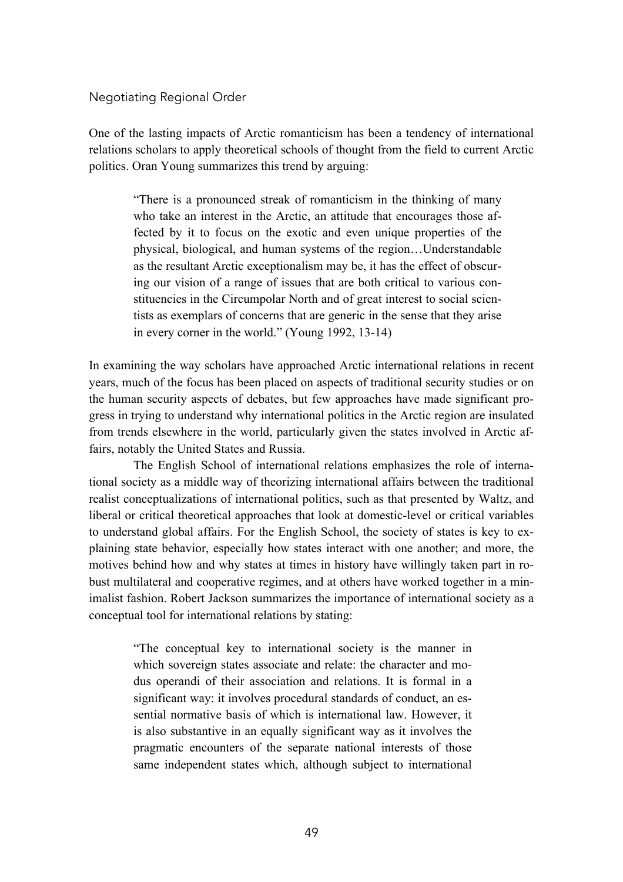Negotiating Regional Order

One of the lasting impacts of Arctic romanticism has been a tendency of international relations scholars to apply theoretical schools of thought from the field to current Arctic politics. Oran Young summarizes this trend by arguing:

> "There is a pronounced streak of romanticism in the thinking of many who take an interest in the Arctic, an attitude that encourages those affected by it to focus on the exotic and even unique properties of the physical, biological, and human systems of the region…Understandable as the resultant Arctic exceptionalism may be, it has the effect of obscuring our vision of a range of issues that are both critical to various constituencies in the Circumpolar North and of great interest to social scientists as exemplars of concerns that are generic in the sense that they arise in every corner in the world." (Young 1992, 13-14)

In examining the way scholars have approached Arctic international relations in recent years, much of the focus has been placed on aspects of traditional security studies or on the human security aspects of debates, but few approaches have made significant progress in trying to understand why international politics in the Arctic region are insulated from trends elsewhere in the world, particularly given the states involved in Arctic affairs, notably the United States and Russia.

The English School of international relations emphasizes the role of international society as a middle way of theorizing international affairs between the traditional realist conceptualizations of international politics, such as that presented by Waltz, and liberal or critical theoretical approaches that look at domestic-level or critical variables to understand global affairs. For the English School, the society of states is key to explaining state behavior, especially how states interact with one another; and more, the motives behind how and why states at times in history have willingly taken part in robust multilateral and cooperative regimes, and at others have worked together in a minimalist fashion. Robert Jackson summarizes the importance of international society as a conceptual tool for international relations by stating:

> "The conceptual key to international society is the manner in which sovereign states associate and relate: the character and modus operandi of their association and relations. It is formal in a significant way: it involves procedural standards of conduct, an essential normative basis of which is international law. However, it is also substantive in an equally significant way as it involves the pragmatic encounters of the separate national interests of those same independent states which, although subject to international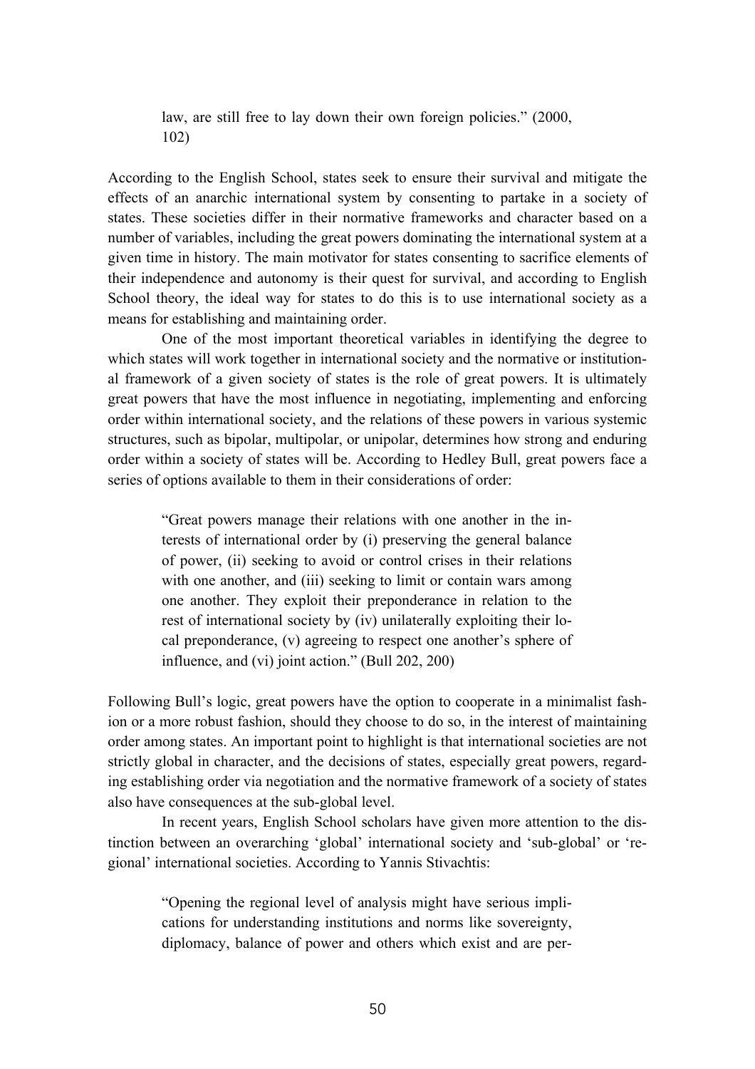> law, are still free to lay down their own foreign policies." (2000, 102)

According to the English School, states seek to ensure their survival and mitigate the effects of an anarchic international system by consenting to partake in a society of states. These societies differ in their normative frameworks and character based on a number of variables, including the great powers dominating the international system at a given time in history. The main motivator for states consenting to sacrifice elements of their independence and autonomy is their quest for survival, and according to English School theory, the ideal way for states to do this is to use international society as a means for establishing and maintaining order.

One of the most important theoretical variables in identifying the degree to which states will work together in international society and the normative or institutional framework of a given society of states is the role of great powers. It is ultimately great powers that have the most influence in negotiating, implementing and enforcing order within international society, and the relations of these powers in various systemic structures, such as bipolar, multipolar, or unipolar, determines how strong and enduring order within a society of states will be. According to Hedley Bull, great powers face a series of options available to them in their considerations of order:

> "Great powers manage their relations with one another in the interests of international order by (i) preserving the general balance of power, (ii) seeking to avoid or control crises in their relations with one another, and (iii) seeking to limit or contain wars among one another. They exploit their preponderance in relation to the rest of international society by (iv) unilaterally exploiting their local preponderance, (v) agreeing to respect one another's sphere of influence, and (vi) joint action." (Bull 202, 200)

Following Bull's logic, great powers have the option to cooperate in a minimalist fashion or a more robust fashion, should they choose to do so, in the interest of maintaining order among states. An important point to highlight is that international societies are not strictly global in character, and the decisions of states, especially great powers, regarding establishing order via negotiation and the normative framework of a society of states also have consequences at the sub-global level.

In recent years, English School scholars have given more attention to the distinction between an overarching 'global' international society and 'sub-global' or 'regional' international societies. According to Yannis Stivachtis:

> "Opening the regional level of analysis might have serious implications for understanding institutions and norms like sovereignty, diplomacy, balance of power and others which exist and are per-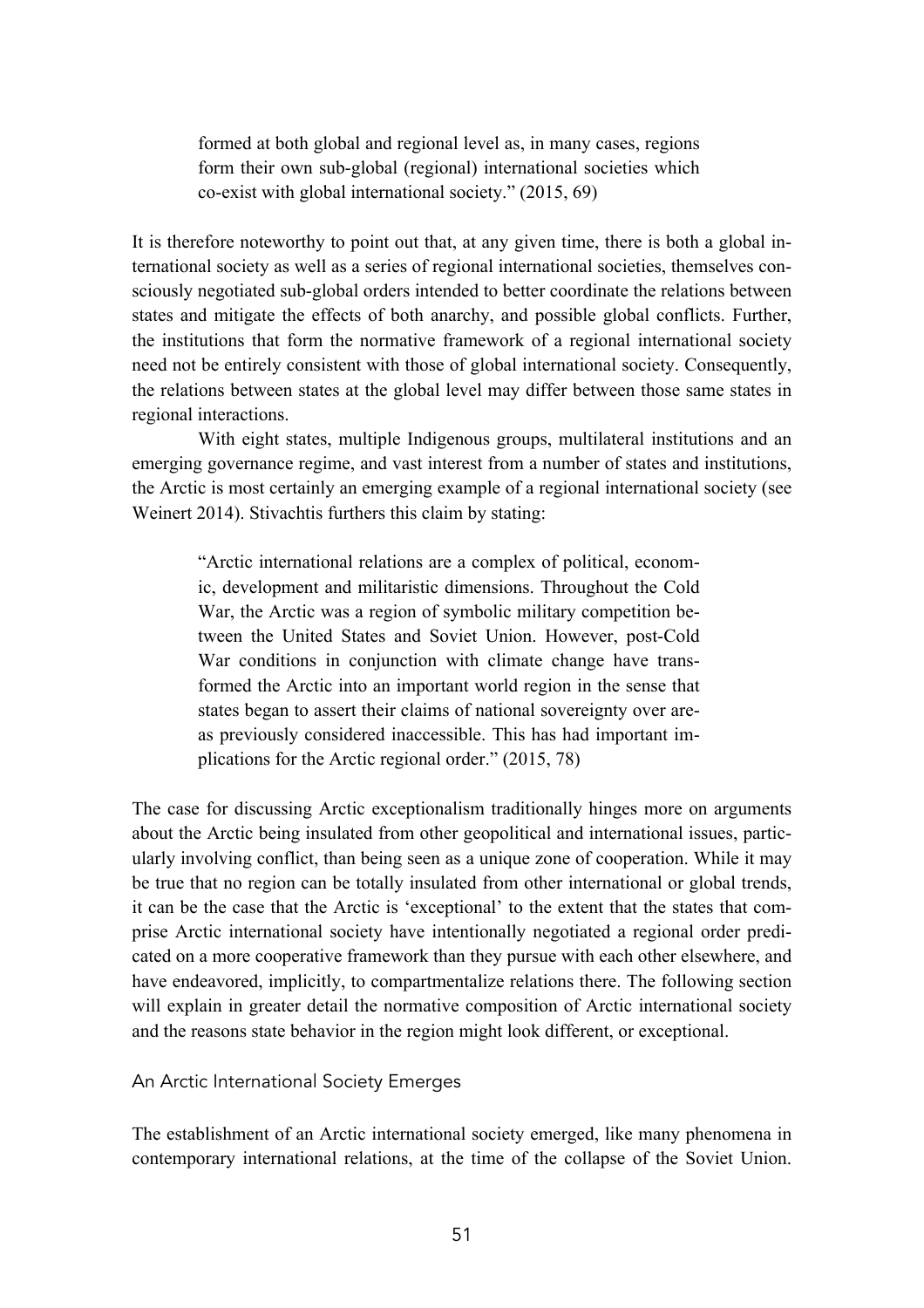> formed at both global and regional level as, in many cases, regions form their own sub-global (regional) international societies which co-exist with global international society." (2015, 69)

It is therefore noteworthy to point out that, at any given time, there is both a global international society as well as a series of regional international societies, themselves consciously negotiated sub-global orders intended to better coordinate the relations between states and mitigate the effects of both anarchy, and possible global conflicts. Further, the institutions that form the normative framework of a regional international society need not be entirely consistent with those of global international society. Consequently, the relations between states at the global level may differ between those same states in regional interactions.

With eight states, multiple Indigenous groups, multilateral institutions and an emerging governance regime, and vast interest from a number of states and institutions, the Arctic is most certainly an emerging example of a regional international society (see Weinert 2014). Stivachtis furthers this claim by stating:

> "Arctic international relations are a complex of political, economic, development and militaristic dimensions. Throughout the Cold War, the Arctic was a region of symbolic military competition between the United States and Soviet Union. However, post-Cold War conditions in conjunction with climate change have transformed the Arctic into an important world region in the sense that states began to assert their claims of national sovereignty over areas previously considered inaccessible. This has had important implications for the Arctic regional order." (2015, 78)

The case for discussing Arctic exceptionalism traditionally hinges more on arguments about the Arctic being insulated from other geopolitical and international issues, particularly involving conflict, than being seen as a unique zone of cooperation. While it may be true that no region can be totally insulated from other international or global trends, it can be the case that the Arctic is 'exceptional' to the extent that the states that comprise Arctic international society have intentionally negotiated a regional order predicated on a more cooperative framework than they pursue with each other elsewhere, and have endeavored, implicitly, to compartmentalize relations there. The following section will explain in greater detail the normative composition of Arctic international society and the reasons state behavior in the region might look different, or exceptional.

## An Arctic International Society Emerges

The establishment of an Arctic international society emerged, like many phenomena in contemporary international relations, at the time of the collapse of the Soviet Union.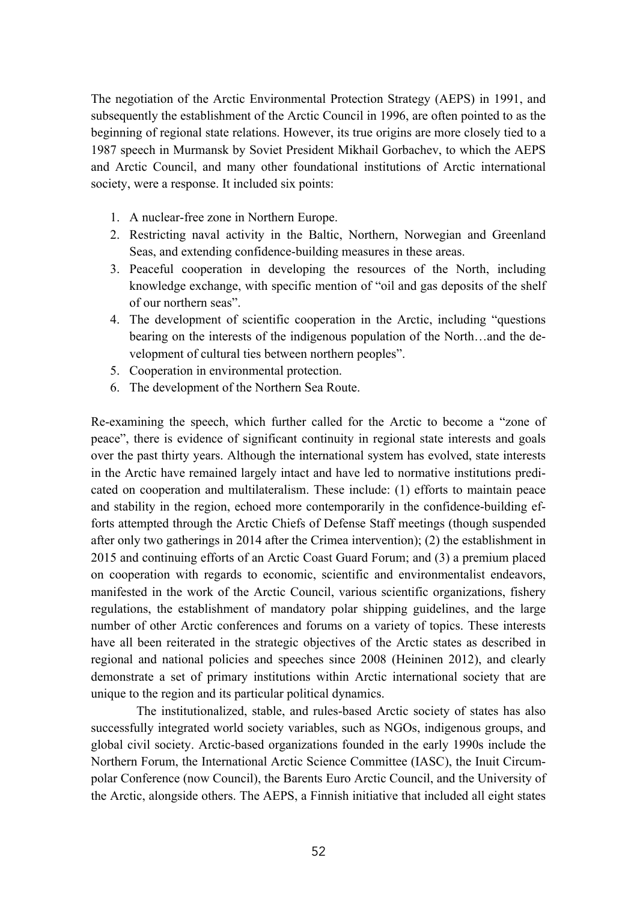The negotiation of the Arctic Environmental Protection Strategy (AEPS) in 1991, and subsequently the establishment of the Arctic Council in 1996, are often pointed to as the beginning of regional state relations. However, its true origins are more closely tied to a 1987 speech in Murmansk by Soviet President Mikhail Gorbachev, to which the AEPS and Arctic Council, and many other foundational institutions of Arctic international society, were a response. It included six points:

1. A nuclear-free zone in Northern Europe.
2. Restricting naval activity in the Baltic, Northern, Norwegian and Greenland Seas, and extending confidence-building measures in these areas.
3. Peaceful cooperation in developing the resources of the North, including knowledge exchange, with specific mention of "oil and gas deposits of the shelf of our northern seas".
4. The development of scientific cooperation in the Arctic, including "questions bearing on the interests of the indigenous population of the North…and the development of cultural ties between northern peoples".
5. Cooperation in environmental protection.
6. The development of the Northern Sea Route.

Re-examining the speech, which further called for the Arctic to become a "zone of peace", there is evidence of significant continuity in regional state interests and goals over the past thirty years. Although the international system has evolved, state interests in the Arctic have remained largely intact and have led to normative institutions predicated on cooperation and multilateralism. These include: (1) efforts to maintain peace and stability in the region, echoed more contemporarily in the confidence-building efforts attempted through the Arctic Chiefs of Defense Staff meetings (though suspended after only two gatherings in 2014 after the Crimea intervention); (2) the establishment in 2015 and continuing efforts of an Arctic Coast Guard Forum; and (3) a premium placed on cooperation with regards to economic, scientific and environmentalist endeavors, manifested in the work of the Arctic Council, various scientific organizations, fishery regulations, the establishment of mandatory polar shipping guidelines, and the large number of other Arctic conferences and forums on a variety of topics. These interests have all been reiterated in the strategic objectives of the Arctic states as described in regional and national policies and speeches since 2008 (Heininen 2012), and clearly demonstrate a set of primary institutions within Arctic international society that are unique to the region and its particular political dynamics.

The institutionalized, stable, and rules-based Arctic society of states has also successfully integrated world society variables, such as NGOs, indigenous groups, and global civil society. Arctic-based organizations founded in the early 1990s include the Northern Forum, the International Arctic Science Committee (IASC), the Inuit Circumpolar Conference (now Council), the Barents Euro Arctic Council, and the University of the Arctic, alongside others. The AEPS, a Finnish initiative that included all eight states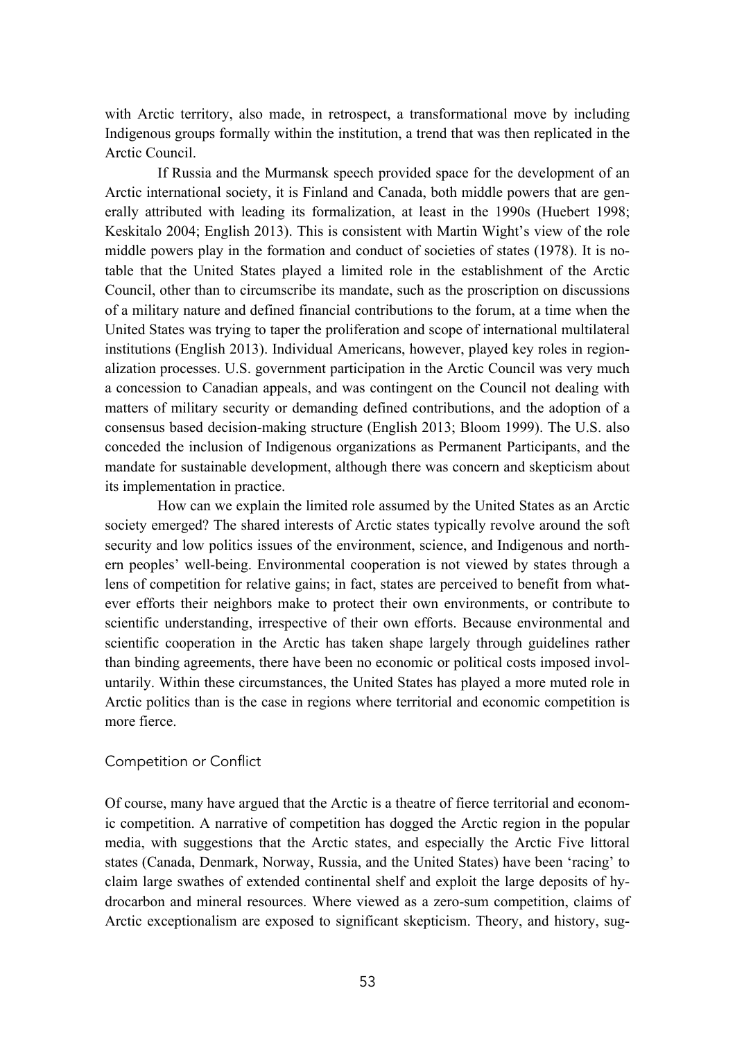with Arctic territory, also made, in retrospect, a transformational move by including Indigenous groups formally within the institution, a trend that was then replicated in the Arctic Council.

If Russia and the Murmansk speech provided space for the development of an Arctic international society, it is Finland and Canada, both middle powers that are generally attributed with leading its formalization, at least in the 1990s (Huebert 1998; Keskitalo 2004; English 2013). This is consistent with Martin Wight's view of the role middle powers play in the formation and conduct of societies of states (1978). It is notable that the United States played a limited role in the establishment of the Arctic Council, other than to circumscribe its mandate, such as the proscription on discussions of a military nature and defined financial contributions to the forum, at a time when the United States was trying to taper the proliferation and scope of international multilateral institutions (English 2013). Individual Americans, however, played key roles in regionalization processes. U.S. government participation in the Arctic Council was very much a concession to Canadian appeals, and was contingent on the Council not dealing with matters of military security or demanding defined contributions, and the adoption of a consensus based decision-making structure (English 2013; Bloom 1999). The U.S. also conceded the inclusion of Indigenous organizations as Permanent Participants, and the mandate for sustainable development, although there was concern and skepticism about its implementation in practice.

How can we explain the limited role assumed by the United States as an Arctic society emerged? The shared interests of Arctic states typically revolve around the soft security and low politics issues of the environment, science, and Indigenous and northern peoples' well-being. Environmental cooperation is not viewed by states through a lens of competition for relative gains; in fact, states are perceived to benefit from whatever efforts their neighbors make to protect their own environments, or contribute to scientific understanding, irrespective of their own efforts. Because environmental and scientific cooperation in the Arctic has taken shape largely through guidelines rather than binding agreements, there have been no economic or political costs imposed involuntarily. Within these circumstances, the United States has played a more muted role in Arctic politics than is the case in regions where territorial and economic competition is more fierce.

## Competition or Conflict

Of course, many have argued that the Arctic is a theatre of fierce territorial and economic competition. A narrative of competition has dogged the Arctic region in the popular media, with suggestions that the Arctic states, and especially the Arctic Five littoral states (Canada, Denmark, Norway, Russia, and the United States) have been 'racing' to claim large swathes of extended continental shelf and exploit the large deposits of hydrocarbon and mineral resources. Where viewed as a zero-sum competition, claims of Arctic exceptionalism are exposed to significant skepticism. Theory, and history, sug-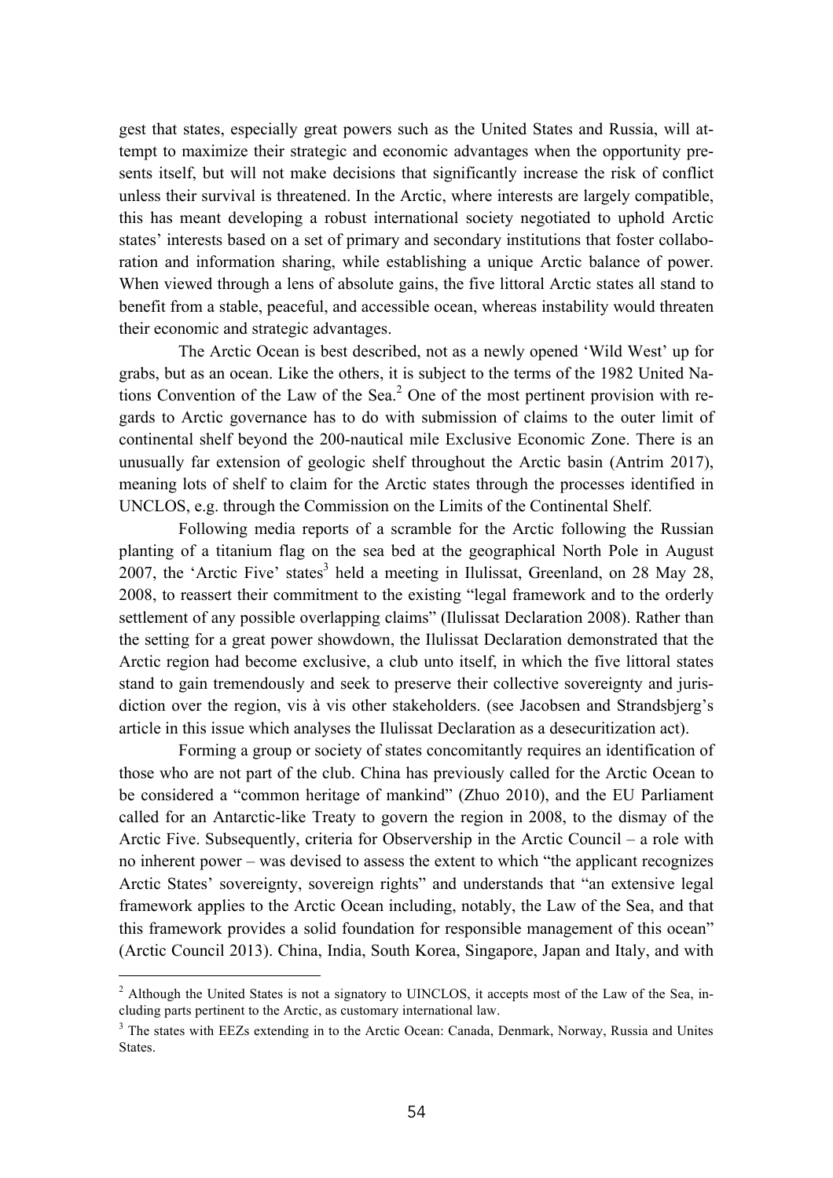gest that states, especially great powers such as the United States and Russia, will attempt to maximize their strategic and economic advantages when the opportunity presents itself, but will not make decisions that significantly increase the risk of conflict unless their survival is threatened. In the Arctic, where interests are largely compatible, this has meant developing a robust international society negotiated to uphold Arctic states' interests based on a set of primary and secondary institutions that foster collaboration and information sharing, while establishing a unique Arctic balance of power. When viewed through a lens of absolute gains, the five littoral Arctic states all stand to benefit from a stable, peaceful, and accessible ocean, whereas instability would threaten their economic and strategic advantages.

The Arctic Ocean is best described, not as a newly opened 'Wild West' up for grabs, but as an ocean. Like the others, it is subject to the terms of the 1982 United Nations Convention of the Law of the Sea.[2] One of the most pertinent provision with regards to Arctic governance has to do with submission of claims to the outer limit of continental shelf beyond the 200-nautical mile Exclusive Economic Zone. There is an unusually far extension of geologic shelf throughout the Arctic basin (Antrim 2017), meaning lots of shelf to claim for the Arctic states through the processes identified in UNCLOS, e.g. through the Commission on the Limits of the Continental Shelf.

Following media reports of a scramble for the Arctic following the Russian planting of a titanium flag on the sea bed at the geographical North Pole in August 2007, the 'Arctic Five' states[3] held a meeting in Ilulissat, Greenland, on 28 May 28, 2008, to reassert their commitment to the existing "legal framework and to the orderly settlement of any possible overlapping claims" (Ilulissat Declaration 2008). Rather than the setting for a great power showdown, the Ilulissat Declaration demonstrated that the Arctic region had become exclusive, a club unto itself, in which the five littoral states stand to gain tremendously and seek to preserve their collective sovereignty and jurisdiction over the region, vis à vis other stakeholders. (see Jacobsen and Strandsbjerg's article in this issue which analyses the Ilulissat Declaration as a desecuritization act).

Forming a group or society of states concomitantly requires an identification of those who are not part of the club. China has previously called for the Arctic Ocean to be considered a "common heritage of mankind" (Zhuo 2010), and the EU Parliament called for an Antarctic-like Treaty to govern the region in 2008, to the dismay of the Arctic Five. Subsequently, criteria for Observership in the Arctic Council – a role with no inherent power – was devised to assess the extent to which "the applicant recognizes Arctic States' sovereignty, sovereign rights" and understands that "an extensive legal framework applies to the Arctic Ocean including, notably, the Law of the Sea, and that this framework provides a solid foundation for responsible management of this ocean" (Arctic Council 2013). China, India, South Korea, Singapore, Japan and Italy, and with

---

[2] Although the United States is not a signatory to UINCLOS, it accepts most of the Law of the Sea, including parts pertinent to the Arctic, as customary international law.

[3] The states with EEZs extending in to the Arctic Ocean: Canada, Denmark, Norway, Russia and Unites States.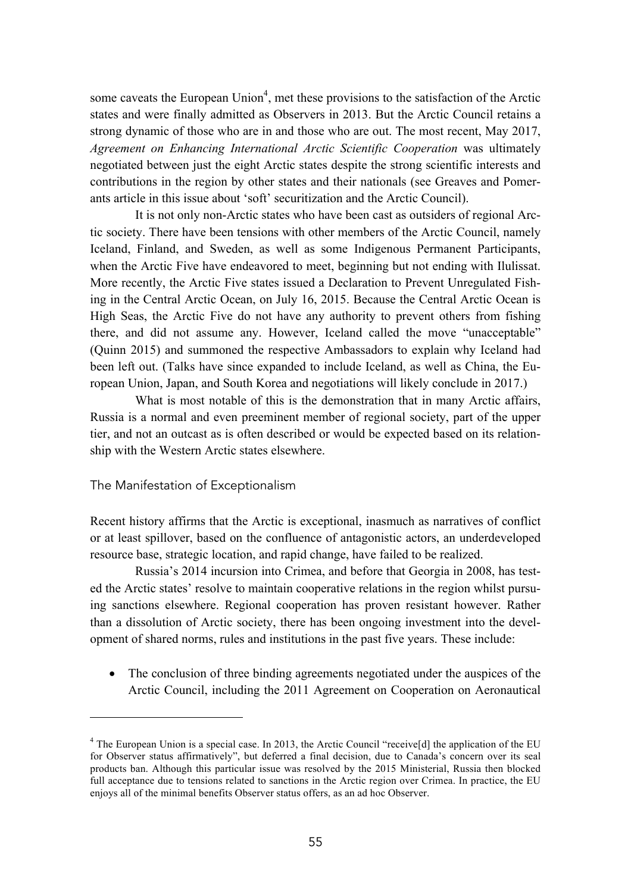some caveats the European Union[4], met these provisions to the satisfaction of the Arctic states and were finally admitted as Observers in 2013. But the Arctic Council retains a strong dynamic of those who are in and those who are out. The most recent, May 2017, *Agreement on Enhancing International Arctic Scientific Cooperation* was ultimately negotiated between just the eight Arctic states despite the strong scientific interests and contributions in the region by other states and their nationals (see Greaves and Pomerants article in this issue about 'soft' securitization and the Arctic Council).

It is not only non-Arctic states who have been cast as outsiders of regional Arctic society. There have been tensions with other members of the Arctic Council, namely Iceland, Finland, and Sweden, as well as some Indigenous Permanent Participants, when the Arctic Five have endeavored to meet, beginning but not ending with Ilulissat. More recently, the Arctic Five states issued a Declaration to Prevent Unregulated Fishing in the Central Arctic Ocean, on July 16, 2015. Because the Central Arctic Ocean is High Seas, the Arctic Five do not have any authority to prevent others from fishing there, and did not assume any. However, Iceland called the move "unacceptable" (Quinn 2015) and summoned the respective Ambassadors to explain why Iceland had been left out. (Talks have since expanded to include Iceland, as well as China, the European Union, Japan, and South Korea and negotiations will likely conclude in 2017.)

What is most notable of this is the demonstration that in many Arctic affairs, Russia is a normal and even preeminent member of regional society, part of the upper tier, and not an outcast as is often described or would be expected based on its relationship with the Western Arctic states elsewhere.

## The Manifestation of Exceptionalism

Recent history affirms that the Arctic is exceptional, inasmuch as narratives of conflict or at least spillover, based on the confluence of antagonistic actors, an underdeveloped resource base, strategic location, and rapid change, have failed to be realized.

Russia's 2014 incursion into Crimea, and before that Georgia in 2008, has tested the Arctic states' resolve to maintain cooperative relations in the region whilst pursuing sanctions elsewhere. Regional cooperation has proven resistant however. Rather than a dissolution of Arctic society, there has been ongoing investment into the development of shared norms, rules and institutions in the past five years. These include:

- The conclusion of three binding agreements negotiated under the auspices of the Arctic Council, including the 2011 Agreement on Cooperation on Aeronautical

[4] The European Union is a special case. In 2013, the Arctic Council "receive[d] the application of the EU for Observer status affirmatively", but deferred a final decision, due to Canada's concern over its seal products ban. Although this particular issue was resolved by the 2015 Ministerial, Russia then blocked full acceptance due to tensions related to sanctions in the Arctic region over Crimea. In practice, the EU enjoys all of the minimal benefits Observer status offers, as an ad hoc Observer.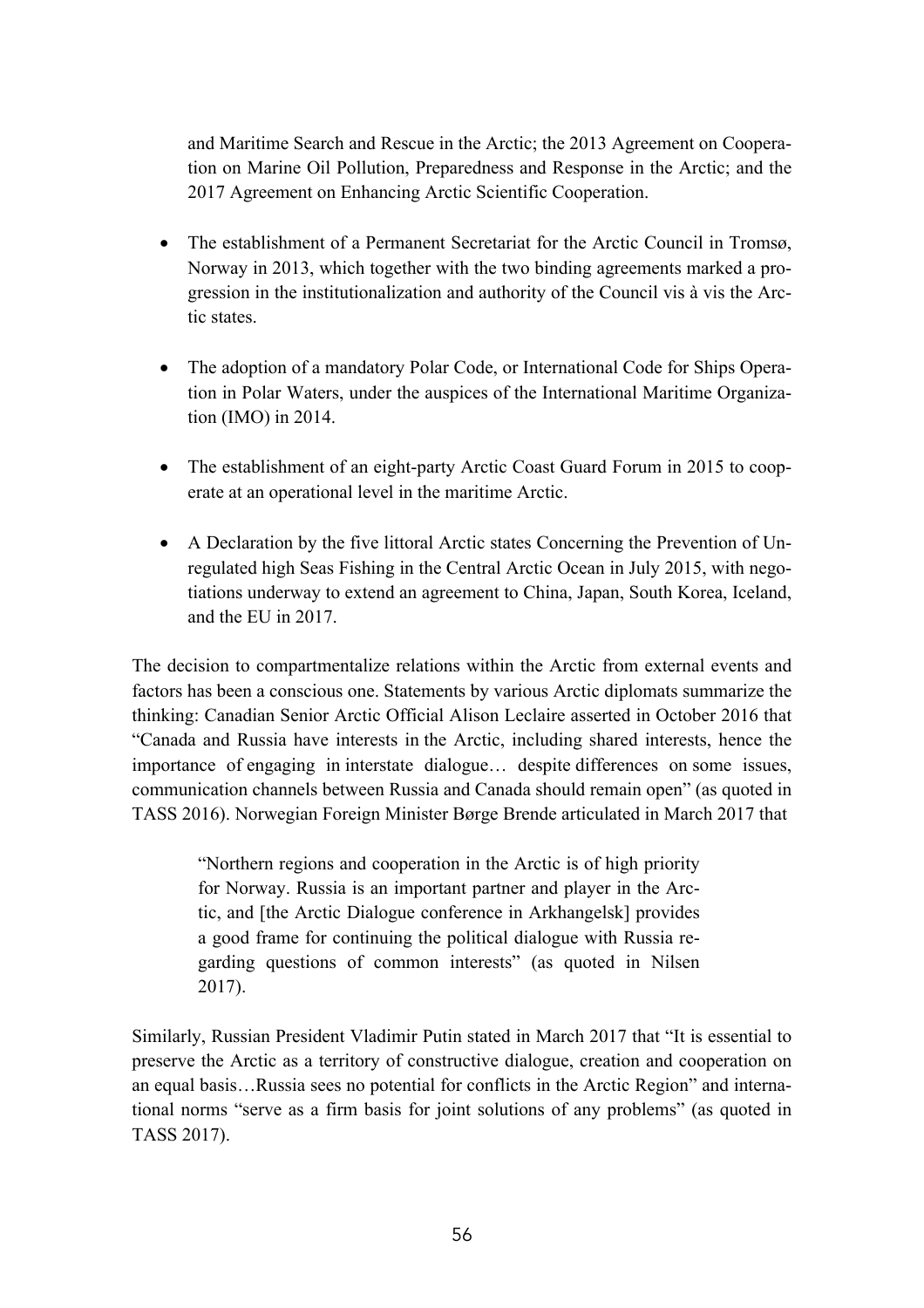and Maritime Search and Rescue in the Arctic; the 2013 Agreement on Cooperation on Marine Oil Pollution, Preparedness and Response in the Arctic; and the 2017 Agreement on Enhancing Arctic Scientific Cooperation.

- The establishment of a Permanent Secretariat for the Arctic Council in Tromsø, Norway in 2013, which together with the two binding agreements marked a progression in the institutionalization and authority of the Council vis à vis the Arctic states.

- The adoption of a mandatory Polar Code, or International Code for Ships Operation in Polar Waters, under the auspices of the International Maritime Organization (IMO) in 2014.

- The establishment of an eight-party Arctic Coast Guard Forum in 2015 to cooperate at an operational level in the maritime Arctic.

- A Declaration by the five littoral Arctic states Concerning the Prevention of Unregulated high Seas Fishing in the Central Arctic Ocean in July 2015, with negotiations underway to extend an agreement to China, Japan, South Korea, Iceland, and the EU in 2017.

The decision to compartmentalize relations within the Arctic from external events and factors has been a conscious one. Statements by various Arctic diplomats summarize the thinking: Canadian Senior Arctic Official Alison Leclaire asserted in October 2016 that "Canada and Russia have interests in the Arctic, including shared interests, hence the importance of engaging in interstate dialogue… despite differences on some issues, communication channels between Russia and Canada should remain open" (as quoted in TASS 2016). Norwegian Foreign Minister Børge Brende articulated in March 2017 that

> "Northern regions and cooperation in the Arctic is of high priority for Norway. Russia is an important partner and player in the Arctic, and [the Arctic Dialogue conference in Arkhangelsk] provides a good frame for continuing the political dialogue with Russia regarding questions of common interests" (as quoted in Nilsen 2017).

Similarly, Russian President Vladimir Putin stated in March 2017 that "It is essential to preserve the Arctic as a territory of constructive dialogue, creation and cooperation on an equal basis…Russia sees no potential for conflicts in the Arctic Region" and international norms "serve as a firm basis for joint solutions of any problems" (as quoted in TASS 2017).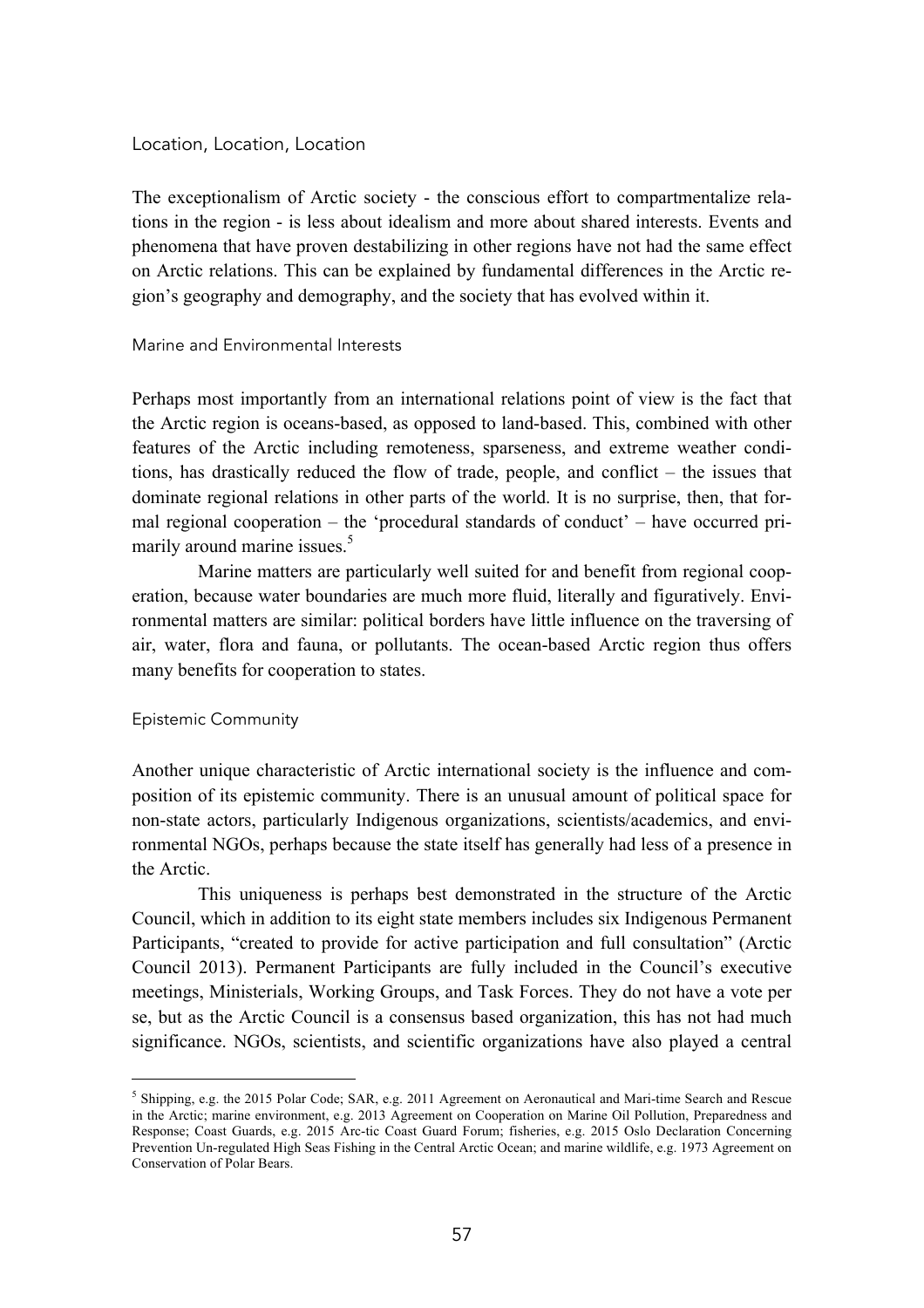## Location, Location, Location

The exceptionalism of Arctic society - the conscious effort to compartmentalize relations in the region - is less about idealism and more about shared interests. Events and phenomena that have proven destabilizing in other regions have not had the same effect on Arctic relations. This can be explained by fundamental differences in the Arctic region's geography and demography, and the society that has evolved within it.

### Marine and Environmental Interests

Perhaps most importantly from an international relations point of view is the fact that the Arctic region is oceans-based, as opposed to land-based. This, combined with other features of the Arctic including remoteness, sparseness, and extreme weather conditions, has drastically reduced the flow of trade, people, and conflict – the issues that dominate regional relations in other parts of the world. It is no surprise, then, that formal regional cooperation – the 'procedural standards of conduct' – have occurred primarily around marine issues.[5]

Marine matters are particularly well suited for and benefit from regional cooperation, because water boundaries are much more fluid, literally and figuratively. Environmental matters are similar: political borders have little influence on the traversing of air, water, flora and fauna, or pollutants. The ocean-based Arctic region thus offers many benefits for cooperation to states.

### Epistemic Community

Another unique characteristic of Arctic international society is the influence and composition of its epistemic community. There is an unusual amount of political space for non-state actors, particularly Indigenous organizations, scientists/academics, and environmental NGOs, perhaps because the state itself has generally had less of a presence in the Arctic.

This uniqueness is perhaps best demonstrated in the structure of the Arctic Council, which in addition to its eight state members includes six Indigenous Permanent Participants, "created to provide for active participation and full consultation" (Arctic Council 2013). Permanent Participants are fully included in the Council's executive meetings, Ministerials, Working Groups, and Task Forces. They do not have a vote per se, but as the Arctic Council is a consensus based organization, this has not had much significance. NGOs, scientists, and scientific organizations have also played a central

---

[5] Shipping, e.g. the 2015 Polar Code; SAR, e.g. 2011 Agreement on Aeronautical and Mari-time Search and Rescue in the Arctic; marine environment, e.g. 2013 Agreement on Cooperation on Marine Oil Pollution, Preparedness and Response; Coast Guards, e.g. 2015 Arc-tic Coast Guard Forum; fisheries, e.g. 2015 Oslo Declaration Concerning Prevention Un-regulated High Seas Fishing in the Central Arctic Ocean; and marine wildlife, e.g. 1973 Agreement on Conservation of Polar Bears.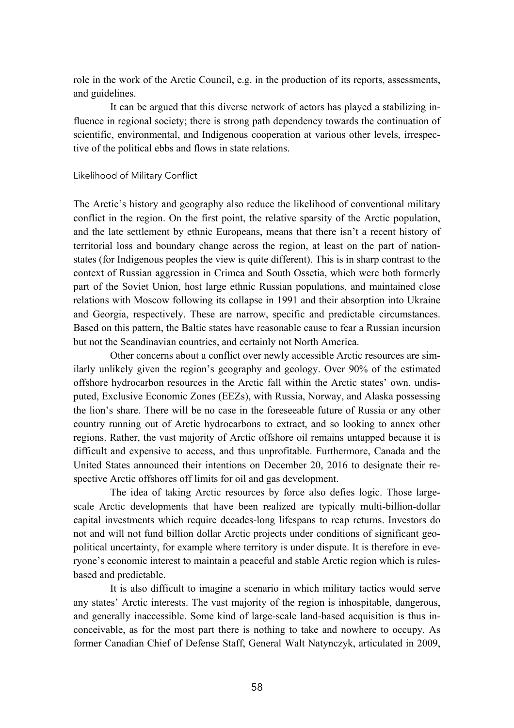role in the work of the Arctic Council, e.g. in the production of its reports, assessments, and guidelines.

It can be argued that this diverse network of actors has played a stabilizing influence in regional society; there is strong path dependency towards the continuation of scientific, environmental, and Indigenous cooperation at various other levels, irrespective of the political ebbs and flows in state relations.

### Likelihood of Military Conflict

The Arctic's history and geography also reduce the likelihood of conventional military conflict in the region. On the first point, the relative sparsity of the Arctic population, and the late settlement by ethnic Europeans, means that there isn't a recent history of territorial loss and boundary change across the region, at least on the part of nation-states (for Indigenous peoples the view is quite different). This is in sharp contrast to the context of Russian aggression in Crimea and South Ossetia, which were both formerly part of the Soviet Union, host large ethnic Russian populations, and maintained close relations with Moscow following its collapse in 1991 and their absorption into Ukraine and Georgia, respectively. These are narrow, specific and predictable circumstances. Based on this pattern, the Baltic states have reasonable cause to fear a Russian incursion but not the Scandinavian countries, and certainly not North America.

Other concerns about a conflict over newly accessible Arctic resources are similarly unlikely given the region's geography and geology. Over 90% of the estimated offshore hydrocarbon resources in the Arctic fall within the Arctic states' own, undisputed, Exclusive Economic Zones (EEZs), with Russia, Norway, and Alaska possessing the lion's share. There will be no case in the foreseeable future of Russia or any other country running out of Arctic hydrocarbons to extract, and so looking to annex other regions. Rather, the vast majority of Arctic offshore oil remains untapped because it is difficult and expensive to access, and thus unprofitable. Furthermore, Canada and the United States announced their intentions on December 20, 2016 to designate their respective Arctic offshores off limits for oil and gas development.

The idea of taking Arctic resources by force also defies logic. Those large-scale Arctic developments that have been realized are typically multi-billion-dollar capital investments which require decades-long lifespans to reap returns. Investors do not and will not fund billion dollar Arctic projects under conditions of significant geopolitical uncertainty, for example where territory is under dispute. It is therefore in everyone's economic interest to maintain a peaceful and stable Arctic region which is rules-based and predictable.

It is also difficult to imagine a scenario in which military tactics would serve any states' Arctic interests. The vast majority of the region is inhospitable, dangerous, and generally inaccessible. Some kind of large-scale land-based acquisition is thus inconceivable, as for the most part there is nothing to take and nowhere to occupy. As former Canadian Chief of Defense Staff, General Walt Natynczyk, articulated in 2009,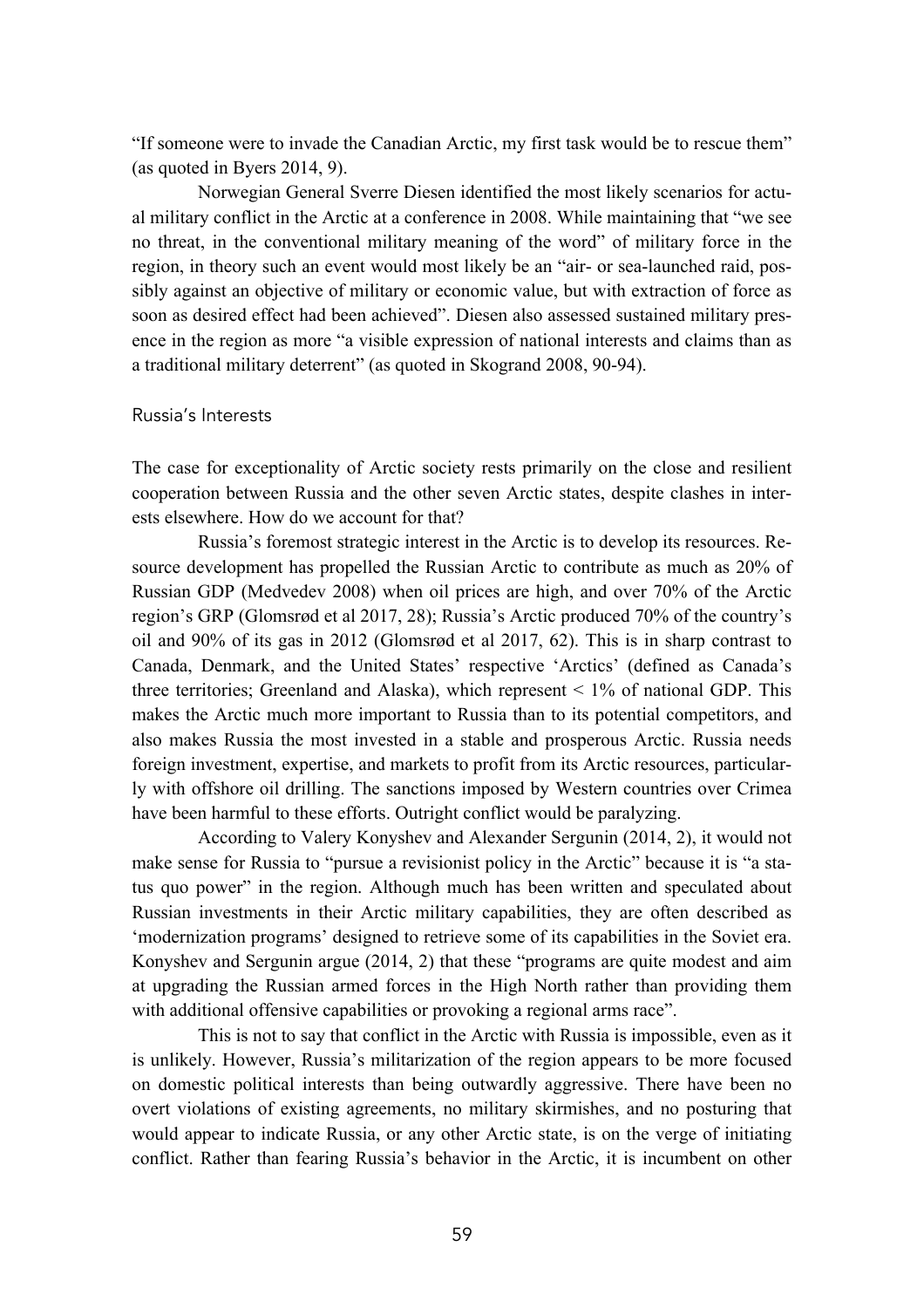"If someone were to invade the Canadian Arctic, my first task would be to rescue them" (as quoted in Byers 2014, 9).

Norwegian General Sverre Diesen identified the most likely scenarios for actual military conflict in the Arctic at a conference in 2008. While maintaining that "we see no threat, in the conventional military meaning of the word" of military force in the region, in theory such an event would most likely be an "air- or sea-launched raid, possibly against an objective of military or economic value, but with extraction of force as soon as desired effect had been achieved". Diesen also assessed sustained military presence in the region as more "a visible expression of national interests and claims than as a traditional military deterrent" (as quoted in Skogrand 2008, 90-94).

## Russia's Interests

The case for exceptionality of Arctic society rests primarily on the close and resilient cooperation between Russia and the other seven Arctic states, despite clashes in interests elsewhere. How do we account for that?

Russia's foremost strategic interest in the Arctic is to develop its resources. Resource development has propelled the Russian Arctic to contribute as much as 20% of Russian GDP (Medvedev 2008) when oil prices are high, and over 70% of the Arctic region's GRP (Glomsrød et al 2017, 28); Russia's Arctic produced 70% of the country's oil and 90% of its gas in 2012 (Glomsrød et al 2017, 62). This is in sharp contrast to Canada, Denmark, and the United States' respective 'Arctics' (defined as Canada's three territories; Greenland and Alaska), which represent < 1% of national GDP. This makes the Arctic much more important to Russia than to its potential competitors, and also makes Russia the most invested in a stable and prosperous Arctic. Russia needs foreign investment, expertise, and markets to profit from its Arctic resources, particularly with offshore oil drilling. The sanctions imposed by Western countries over Crimea have been harmful to these efforts. Outright conflict would be paralyzing.

According to Valery Konyshev and Alexander Sergunin (2014, 2), it would not make sense for Russia to "pursue a revisionist policy in the Arctic" because it is "a status quo power" in the region. Although much has been written and speculated about Russian investments in their Arctic military capabilities, they are often described as 'modernization programs' designed to retrieve some of its capabilities in the Soviet era. Konyshev and Sergunin argue (2014, 2) that these "programs are quite modest and aim at upgrading the Russian armed forces in the High North rather than providing them with additional offensive capabilities or provoking a regional arms race".

This is not to say that conflict in the Arctic with Russia is impossible, even as it is unlikely. However, Russia's militarization of the region appears to be more focused on domestic political interests than being outwardly aggressive. There have been no overt violations of existing agreements, no military skirmishes, and no posturing that would appear to indicate Russia, or any other Arctic state, is on the verge of initiating conflict. Rather than fearing Russia's behavior in the Arctic, it is incumbent on other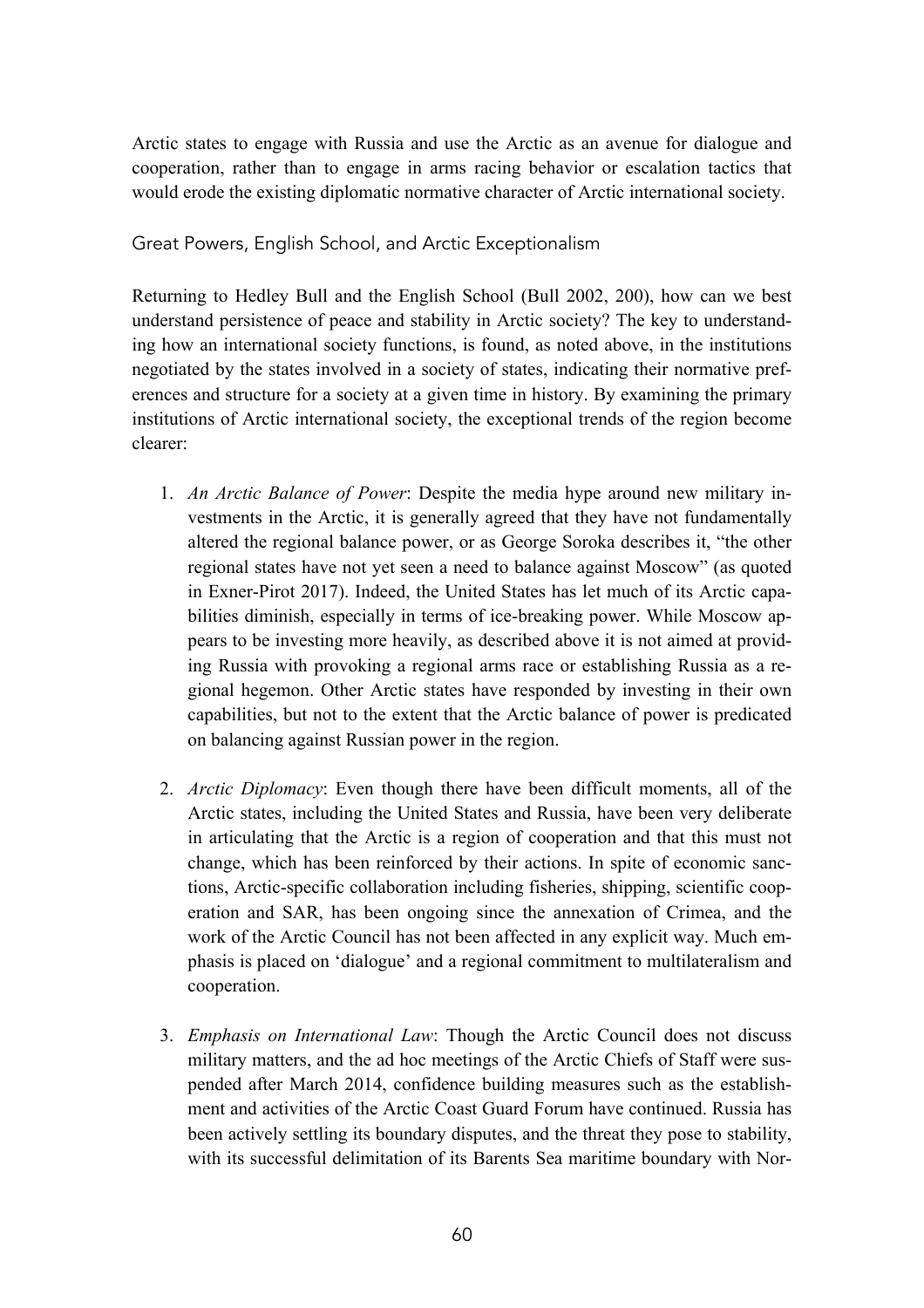Arctic states to engage with Russia and use the Arctic as an avenue for dialogue and cooperation, rather than to engage in arms racing behavior or escalation tactics that would erode the existing diplomatic normative character of Arctic international society.

## Great Powers, English School, and Arctic Exceptionalism

Returning to Hedley Bull and the English School (Bull 2002, 200), how can we best understand persistence of peace and stability in Arctic society? The key to understanding how an international society functions, is found, as noted above, in the institutions negotiated by the states involved in a society of states, indicating their normative preferences and structure for a society at a given time in history. By examining the primary institutions of Arctic international society, the exceptional trends of the region become clearer:

1. *An Arctic Balance of Power*: Despite the media hype around new military investments in the Arctic, it is generally agreed that they have not fundamentally altered the regional balance power, or as George Soroka describes it, "the other regional states have not yet seen a need to balance against Moscow" (as quoted in Exner-Pirot 2017). Indeed, the United States has let much of its Arctic capabilities diminish, especially in terms of ice-breaking power. While Moscow appears to be investing more heavily, as described above it is not aimed at providing Russia with provoking a regional arms race or establishing Russia as a regional hegemon. Other Arctic states have responded by investing in their own capabilities, but not to the extent that the Arctic balance of power is predicated on balancing against Russian power in the region.

2. *Arctic Diplomacy*: Even though there have been difficult moments, all of the Arctic states, including the United States and Russia, have been very deliberate in articulating that the Arctic is a region of cooperation and that this must not change, which has been reinforced by their actions. In spite of economic sanctions, Arctic-specific collaboration including fisheries, shipping, scientific cooperation and SAR, has been ongoing since the annexation of Crimea, and the work of the Arctic Council has not been affected in any explicit way. Much emphasis is placed on 'dialogue' and a regional commitment to multilateralism and cooperation.

3. *Emphasis on International Law*: Though the Arctic Council does not discuss military matters, and the ad hoc meetings of the Arctic Chiefs of Staff were suspended after March 2014, confidence building measures such as the establishment and activities of the Arctic Coast Guard Forum have continued. Russia has been actively settling its boundary disputes, and the threat they pose to stability, with its successful delimitation of its Barents Sea maritime boundary with Nor-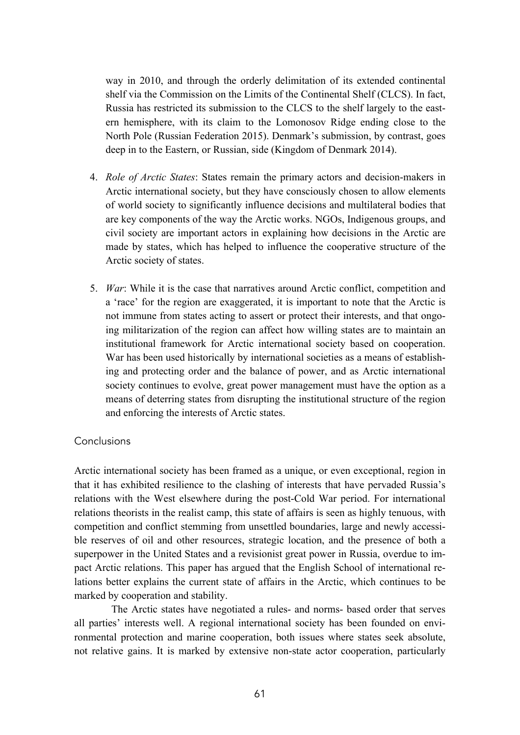way in 2010, and through the orderly delimitation of its extended continental shelf via the Commission on the Limits of the Continental Shelf (CLCS). In fact, Russia has restricted its submission to the CLCS to the shelf largely to the eastern hemisphere, with its claim to the Lomonosov Ridge ending close to the North Pole (Russian Federation 2015). Denmark's submission, by contrast, goes deep in to the Eastern, or Russian, side (Kingdom of Denmark 2014).

4. *Role of Arctic States*: States remain the primary actors and decision-makers in Arctic international society, but they have consciously chosen to allow elements of world society to significantly influence decisions and multilateral bodies that are key components of the way the Arctic works. NGOs, Indigenous groups, and civil society are important actors in explaining how decisions in the Arctic are made by states, which has helped to influence the cooperative structure of the Arctic society of states.

5. *War*: While it is the case that narratives around Arctic conflict, competition and a 'race' for the region are exaggerated, it is important to note that the Arctic is not immune from states acting to assert or protect their interests, and that ongoing militarization of the region can affect how willing states are to maintain an institutional framework for Arctic international society based on cooperation. War has been used historically by international societies as a means of establishing and protecting order and the balance of power, and as Arctic international society continues to evolve, great power management must have the option as a means of deterring states from disrupting the institutional structure of the region and enforcing the interests of Arctic states.

## Conclusions

Arctic international society has been framed as a unique, or even exceptional, region in that it has exhibited resilience to the clashing of interests that have pervaded Russia's relations with the West elsewhere during the post-Cold War period. For international relations theorists in the realist camp, this state of affairs is seen as highly tenuous, with competition and conflict stemming from unsettled boundaries, large and newly accessible reserves of oil and other resources, strategic location, and the presence of both a superpower in the United States and a revisionist great power in Russia, overdue to impact Arctic relations. This paper has argued that the English School of international relations better explains the current state of affairs in the Arctic, which continues to be marked by cooperation and stability.

The Arctic states have negotiated a rules- and norms- based order that serves all parties' interests well. A regional international society has been founded on environmental protection and marine cooperation, both issues where states seek absolute, not relative gains. It is marked by extensive non-state actor cooperation, particularly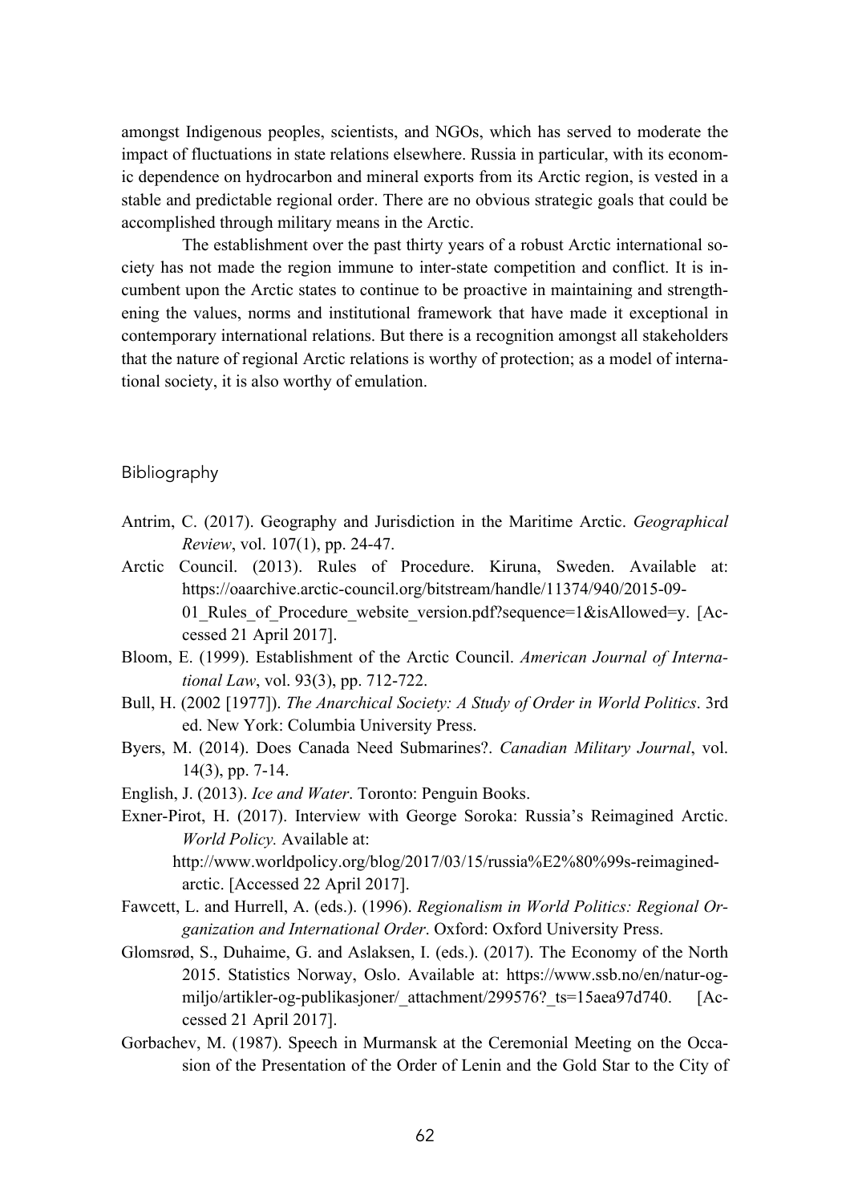amongst Indigenous peoples, scientists, and NGOs, which has served to moderate the impact of fluctuations in state relations elsewhere. Russia in particular, with its economic dependence on hydrocarbon and mineral exports from its Arctic region, is vested in a stable and predictable regional order. There are no obvious strategic goals that could be accomplished through military means in the Arctic.

The establishment over the past thirty years of a robust Arctic international society has not made the region immune to inter-state competition and conflict. It is incumbent upon the Arctic states to continue to be proactive in maintaining and strengthening the values, norms and institutional framework that have made it exceptional in contemporary international relations. But there is a recognition amongst all stakeholders that the nature of regional Arctic relations is worthy of protection; as a model of international society, it is also worthy of emulation.

## Bibliography

Antrim, C. (2017). Geography and Jurisdiction in the Maritime Arctic. *Geographical Review*, vol. 107(1), pp. 24-47.

Arctic Council. (2013). Rules of Procedure. Kiruna, Sweden. Available at: https://oaarchive.arctic-council.org/bitstream/handle/11374/940/2015-09-01_Rules_of_Procedure_website_version.pdf?sequence=1&isAllowed=y. [Accessed 21 April 2017].

Bloom, E. (1999). Establishment of the Arctic Council. *American Journal of International Law*, vol. 93(3), pp. 712-722.

Bull, H. (2002 [1977]). *The Anarchical Society: A Study of Order in World Politics*. 3rd ed. New York: Columbia University Press.

Byers, M. (2014). Does Canada Need Submarines?. *Canadian Military Journal*, vol. 14(3), pp. 7-14.

English, J. (2013). *Ice and Water*. Toronto: Penguin Books.

Exner-Pirot, H. (2017). Interview with George Soroka: Russia's Reimagined Arctic. *World Policy.* Available at: http://www.worldpolicy.org/blog/2017/03/15/russia%E2%80%99s-reimagined-arctic. [Accessed 22 April 2017].

Fawcett, L. and Hurrell, A. (eds.). (1996). *Regionalism in World Politics: Regional Organization and International Order*. Oxford: Oxford University Press.

Glomsrød, S., Duhaime, G. and Aslaksen, I. (eds.). (2017). The Economy of the North 2015. Statistics Norway, Oslo. Available at: https://www.ssb.no/en/natur-og-miljo/artikler-og-publikasjoner/_attachment/299576?_ts=15aea97d740. [Accessed 21 April 2017].

Gorbachev, M. (1987). Speech in Murmansk at the Ceremonial Meeting on the Occasion of the Presentation of the Order of Lenin and the Gold Star to the City of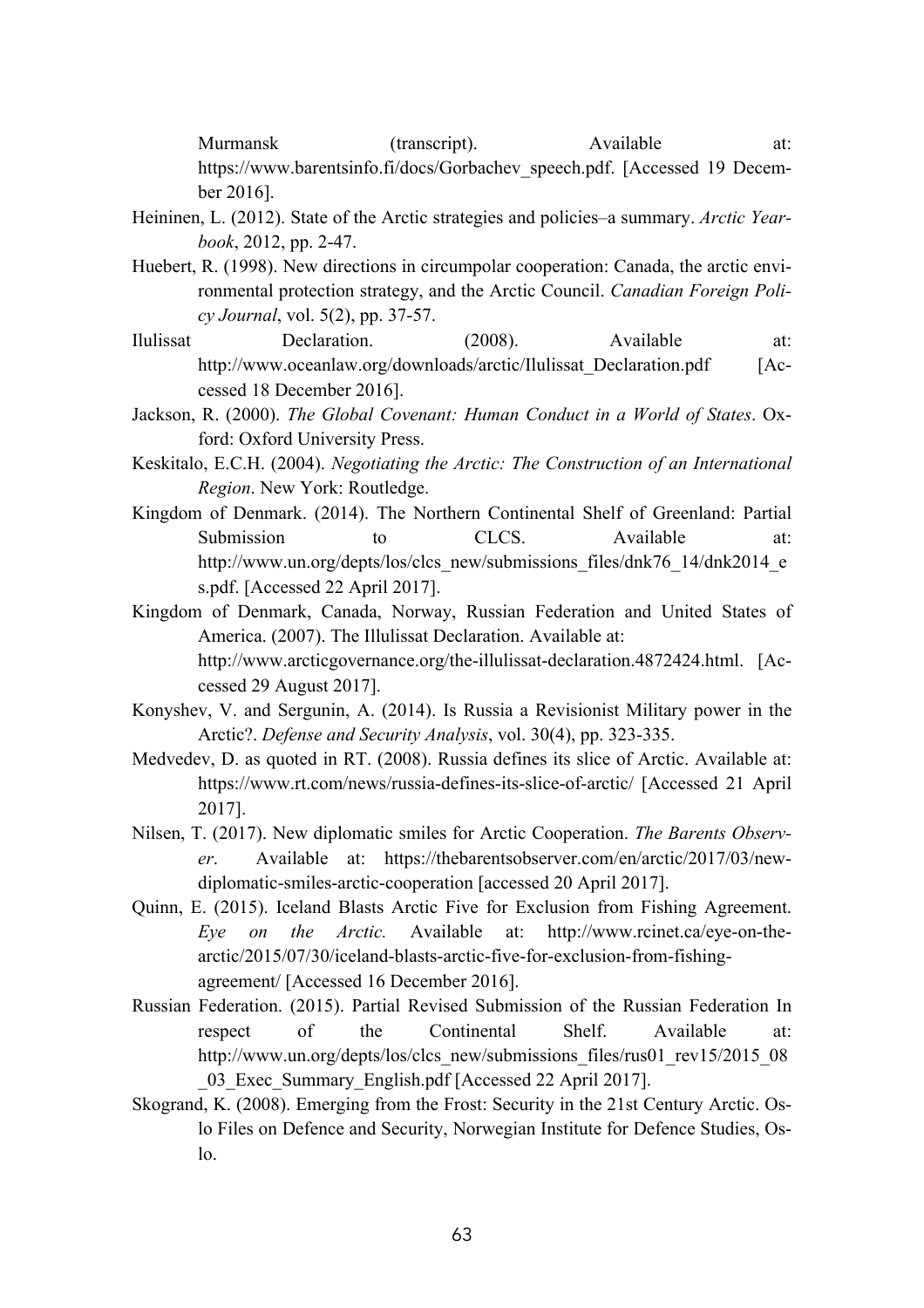Murmansk (transcript). Available at: https://www.barentsinfo.fi/docs/Gorbachev_speech.pdf. [Accessed 19 December 2016].

Heininen, L. (2012). State of the Arctic strategies and policies–a summary. *Arctic Yearbook*, 2012, pp. 2-47.

Huebert, R. (1998). New directions in circumpolar cooperation: Canada, the arctic environmental protection strategy, and the Arctic Council. *Canadian Foreign Policy Journal*, vol. 5(2), pp. 37-57.

Ilulissat Declaration. (2008). Available at: http://www.oceanlaw.org/downloads/arctic/Ilulissat_Declaration.pdf [Accessed 18 December 2016].

Jackson, R. (2000). *The Global Covenant: Human Conduct in a World of States*. Oxford: Oxford University Press.

Keskitalo, E.C.H. (2004). *Negotiating the Arctic: The Construction of an International Region*. New York: Routledge.

Kingdom of Denmark. (2014). The Northern Continental Shelf of Greenland: Partial Submission to CLCS. Available at: http://www.un.org/depts/los/clcs_new/submissions_files/dnk76_14/dnk2014_es.pdf. [Accessed 22 April 2017].

Kingdom of Denmark, Canada, Norway, Russian Federation and United States of America. (2007). The Illulissat Declaration. Available at: http://www.arcticgovernance.org/the-illulissat-declaration.4872424.html. [Accessed 29 August 2017].

Konyshev, V. and Sergunin, A. (2014). Is Russia a Revisionist Military power in the Arctic?. *Defense and Security Analysis*, vol. 30(4), pp. 323-335.

Medvedev, D. as quoted in RT. (2008). Russia defines its slice of Arctic. Available at: https://www.rt.com/news/russia-defines-its-slice-of-arctic/ [Accessed 21 April 2017].

Nilsen, T. (2017). New diplomatic smiles for Arctic Cooperation. *The Barents Observer*. Available at: https://thebarentsobserver.com/en/arctic/2017/03/new-diplomatic-smiles-arctic-cooperation [accessed 20 April 2017].

Quinn, E. (2015). Iceland Blasts Arctic Five for Exclusion from Fishing Agreement. *Eye on the Arctic.* Available at: http://www.rcinet.ca/eye-on-the-arctic/2015/07/30/iceland-blasts-arctic-five-for-exclusion-from-fishing-agreement/ [Accessed 16 December 2016].

Russian Federation. (2015). Partial Revised Submission of the Russian Federation In respect of the Continental Shelf. Available at: http://www.un.org/depts/los/clcs_new/submissions_files/rus01_rev15/2015_08_03_Exec_Summary_English.pdf [Accessed 22 April 2017].

Skogrand, K. (2008). Emerging from the Frost: Security in the 21st Century Arctic. Oslo Files on Defence and Security, Norwegian Institute for Defence Studies, Oslo.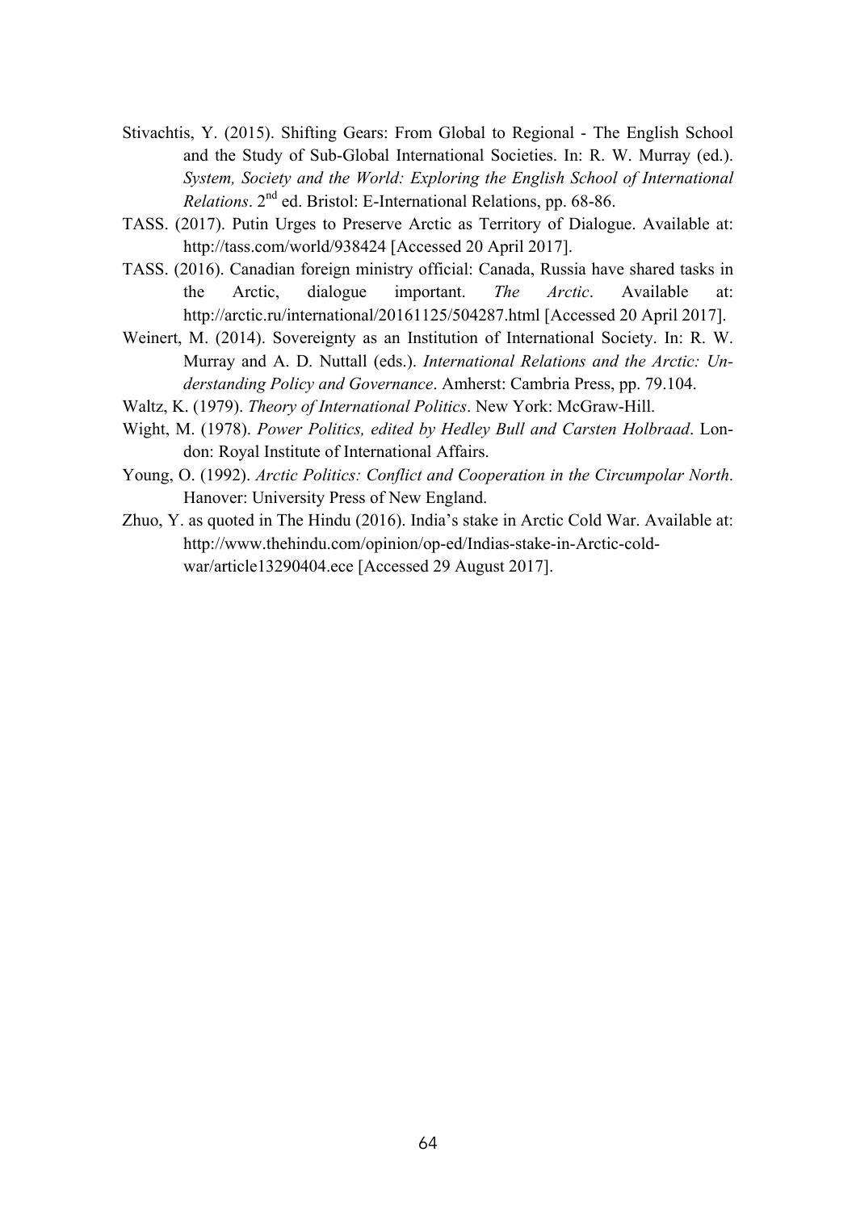Stivachtis, Y. (2015). Shifting Gears: From Global to Regional - The English School and the Study of Sub-Global International Societies. In: R. W. Murray (ed.). *System, Society and the World: Exploring the English School of International Relations*. 2nd ed. Bristol: E-International Relations, pp. 68-86.

TASS. (2017). Putin Urges to Preserve Arctic as Territory of Dialogue. Available at: http://tass.com/world/938424 [Accessed 20 April 2017].

TASS. (2016). Canadian foreign ministry official: Canada, Russia have shared tasks in the Arctic, dialogue important. *The Arctic*. Available at: http://arctic.ru/international/20161125/504287.html [Accessed 20 April 2017].

Weinert, M. (2014). Sovereignty as an Institution of International Society. In: R. W. Murray and A. D. Nuttall (eds.). *International Relations and the Arctic: Understanding Policy and Governance*. Amherst: Cambria Press, pp. 79.104.

Waltz, K. (1979). *Theory of International Politics*. New York: McGraw-Hill.

Wight, M. (1978). *Power Politics, edited by Hedley Bull and Carsten Holbraad*. London: Royal Institute of International Affairs.

Young, O. (1992). *Arctic Politics: Conflict and Cooperation in the Circumpolar North*. Hanover: University Press of New England.

Zhuo, Y. as quoted in The Hindu (2016). India's stake in Arctic Cold War. Available at: http://www.thehindu.com/opinion/op-ed/Indias-stake-in-Arctic-cold-war/article13290404.ece [Accessed 29 August 2017].